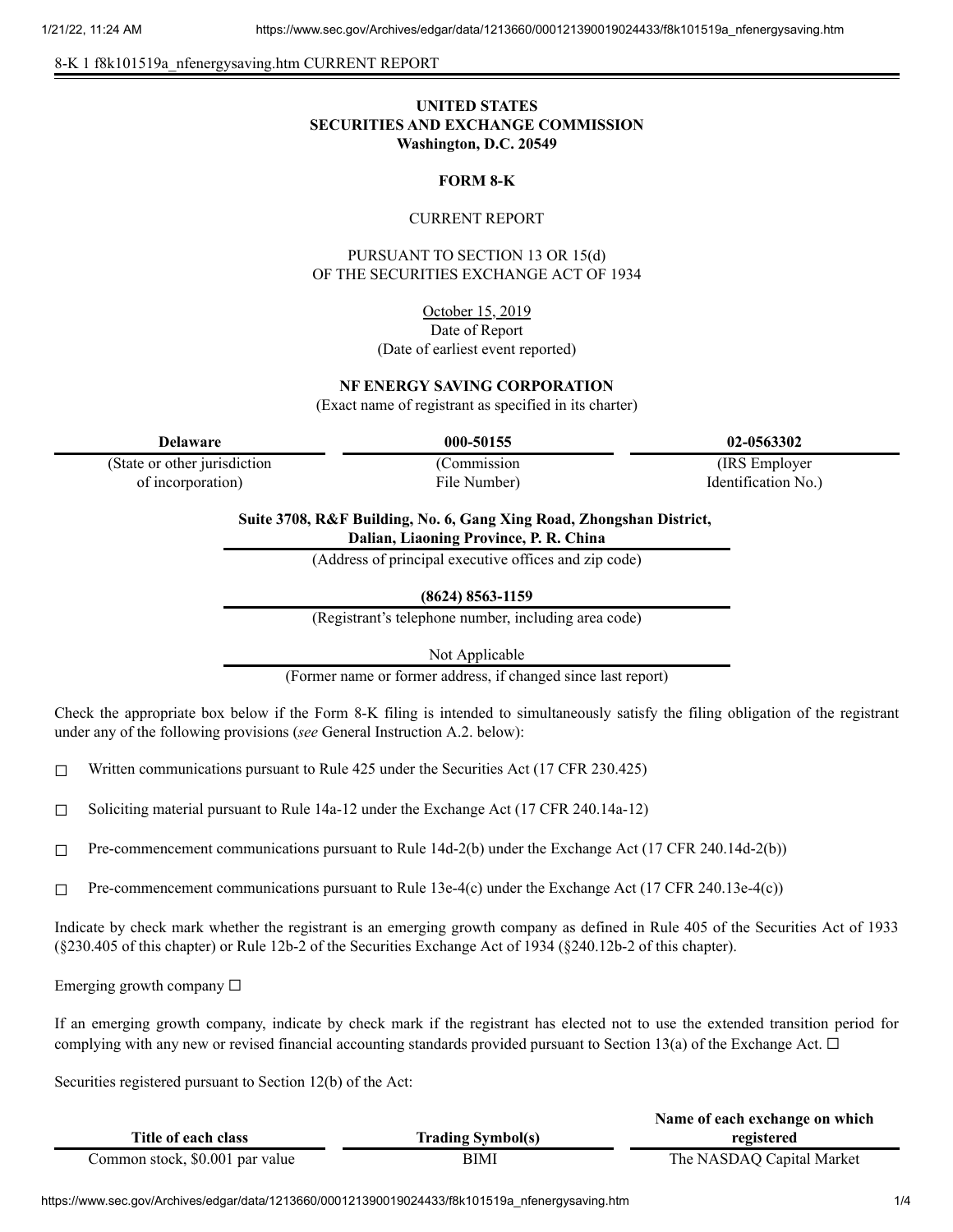8-K 1 f8k101519a_nfenergysaving.htm CURRENT REPORT

**UNITED STATES**
**SECURITIES AND EXCHANGE COMMISSION**
**Washington, D.C. 20549**

**FORM 8-K**

CURRENT REPORT

PURSUANT TO SECTION 13 OR 15(d)
OF THE SECURITIES EXCHANGE ACT OF 1934

October 15, 2019
Date of Report
(Date of earliest event reported)

**NF ENERGY SAVING CORPORATION**
(Exact name of registrant as specified in its charter)

| **Delaware** | **000-50155** | **02-0563302** |
|---|---|---|
| (State or other jurisdiction of incorporation) | (Commission File Number) | (IRS Employer Identification No.) |

**Suite 3708, R&F Building, No. 6, Gang Xing Road, Zhongshan District, Dalian, Liaoning Province, P. R. China**
(Address of principal executive offices and zip code)

**(8624) 8563-1159**
(Registrant's telephone number, including area code)

Not Applicable
(Former name or former address, if changed since last report)

Check the appropriate box below if the Form 8-K filing is intended to simultaneously satisfy the filing obligation of the registrant under any of the following provisions (*see* General Instruction A.2. below):

☐ Written communications pursuant to Rule 425 under the Securities Act (17 CFR 230.425)

☐ Soliciting material pursuant to Rule 14a-12 under the Exchange Act (17 CFR 240.14a-12)

☐ Pre-commencement communications pursuant to Rule 14d-2(b) under the Exchange Act (17 CFR 240.14d-2(b))

☐ Pre-commencement communications pursuant to Rule 13e-4(c) under the Exchange Act (17 CFR 240.13e-4(c))

Indicate by check mark whether the registrant is an emerging growth company as defined in Rule 405 of the Securities Act of 1933 (§230.405 of this chapter) or Rule 12b-2 of the Securities Exchange Act of 1934 (§240.12b-2 of this chapter).

Emerging growth company ☐

If an emerging growth company, indicate by check mark if the registrant has elected not to use the extended transition period for complying with any new or revised financial accounting standards provided pursuant to Section 13(a) of the Exchange Act. ☐

Securities registered pursuant to Section 12(b) of the Act:

| Title of each class | Trading Symbol(s) | Name of each exchange on which registered |
|---|---|---|
| Common stock, $0.001 par value | BIMI | The NASDAQ Capital Market |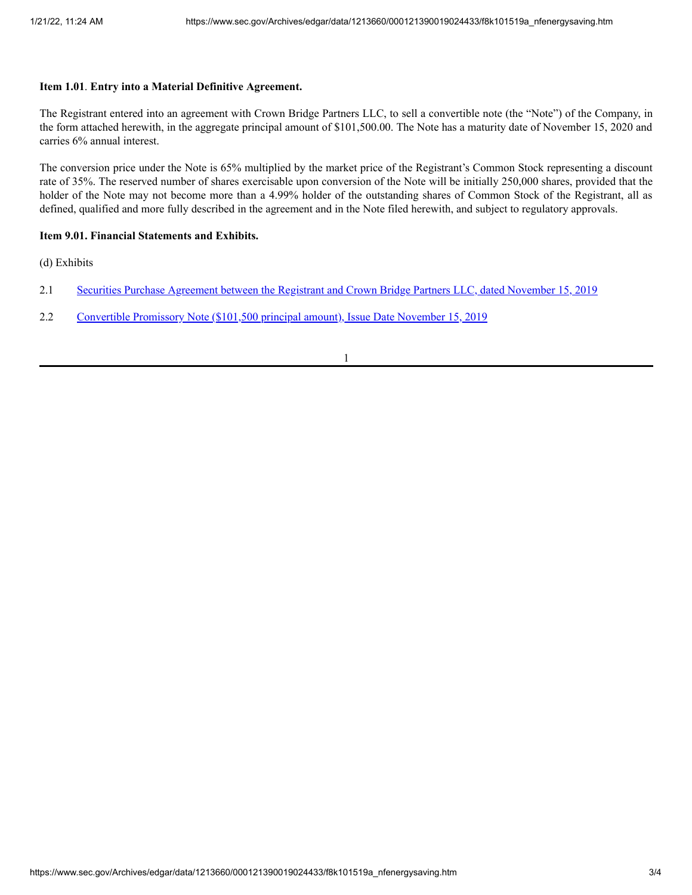**Item 1.01**. **Entry into a Material Definitive Agreement.**

The Registrant entered into an agreement with Crown Bridge Partners LLC, to sell a convertible note (the "Note") of the Company, in the form attached herewith, in the aggregate principal amount of $101,500.00. The Note has a maturity date of November 15, 2020 and carries 6% annual interest.

The conversion price under the Note is 65% multiplied by the market price of the Registrant's Common Stock representing a discount rate of 35%. The reserved number of shares exercisable upon conversion of the Note will be initially 250,000 shares, provided that the holder of the Note may not become more than a 4.99% holder of the outstanding shares of Common Stock of the Registrant, all as defined, qualified and more fully described in the agreement and in the Note filed herewith, and subject to regulatory approvals.

**Item 9.01. Financial Statements and Exhibits.**

(d) Exhibits

2.1 Securities Purchase Agreement between the Registrant and Crown Bridge Partners LLC, dated November 15, 2019

2.2 Convertible Promissory Note ($101,500 principal amount), Issue Date November 15, 2019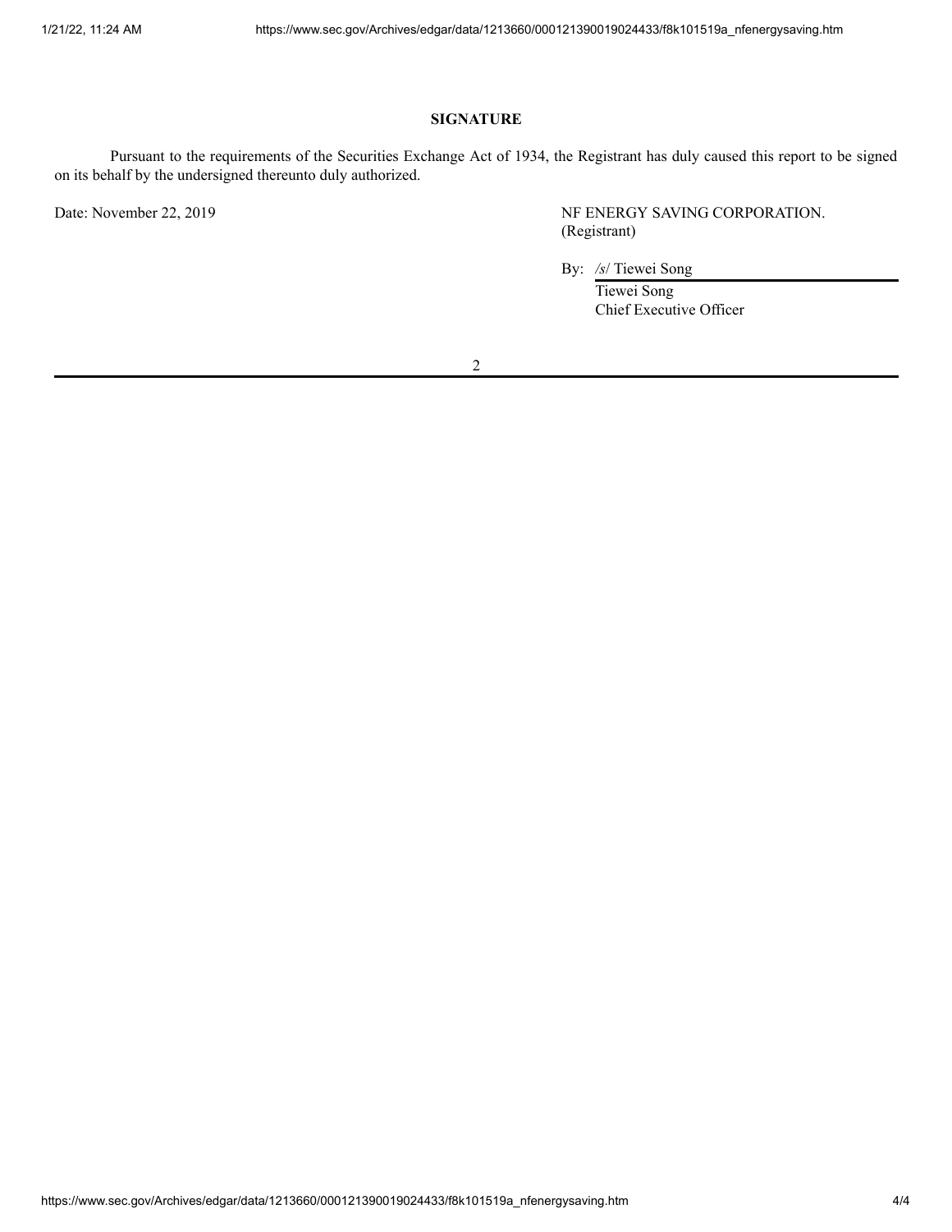**SIGNATURE**

Pursuant to the requirements of the Securities Exchange Act of 1934, the Registrant has duly caused this report to be signed on its behalf by the undersigned thereunto duly authorized.

Date: November 22, 2019

NF ENERGY SAVING CORPORATION.
(Registrant)

By: */s/* Tiewei Song
Tiewei Song
Chief Executive Officer